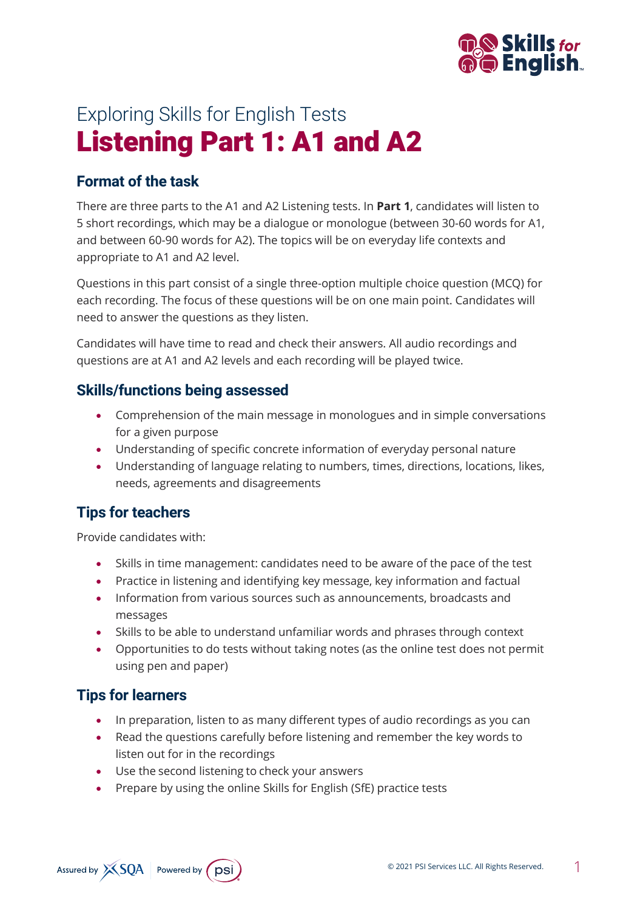Exploring Skills for English Tests

# Listening Part 1: A1 and A2

## Format of the task

There are three parts to the A1 and A2 Listening tests. In **Part 1**, candidates will listen to 5 short recordings, which may be a dialogue or monologue (between 30-60 words for A1, and between 60-90 words for A2). The topics will be on everyday life contexts and appropriate to A1 and A2 level.

Questions in this part consist of a single three-option multiple choice question (MCQ) for each recording. The focus of these questions will be on one main point. Candidates will need to answer the questions as they listen.

Candidates will have time to read and check their answers. All audio recordings and questions are at A1 and A2 levels and each recording will be played twice.

## Skills/functions being assessed

- Comprehension of the main message in monologues and in simple conversations for a given purpose
- Understanding of specific concrete information of everyday personal nature
- Understanding of language relating to numbers, times, directions, locations, likes, needs, agreements and disagreements

## Tips for teachers

Provide candidates with:

- Skills in time management: candidates need to be aware of the pace of the test
- Practice in listening and identifying key message, key information and factual
- Information from various sources such as announcements, broadcasts and messages
- Skills to be able to understand unfamiliar words and phrases through context
- Opportunities to do tests without taking notes (as the online test does not permit using pen and paper)

## Tips for learners

- In preparation, listen to as many different types of audio recordings as you can
- Read the questions carefully before listening and remember the key words to listen out for in the recordings
- Use the second listening to check your answers
- Prepare by using the online Skills for English (SfE) practice tests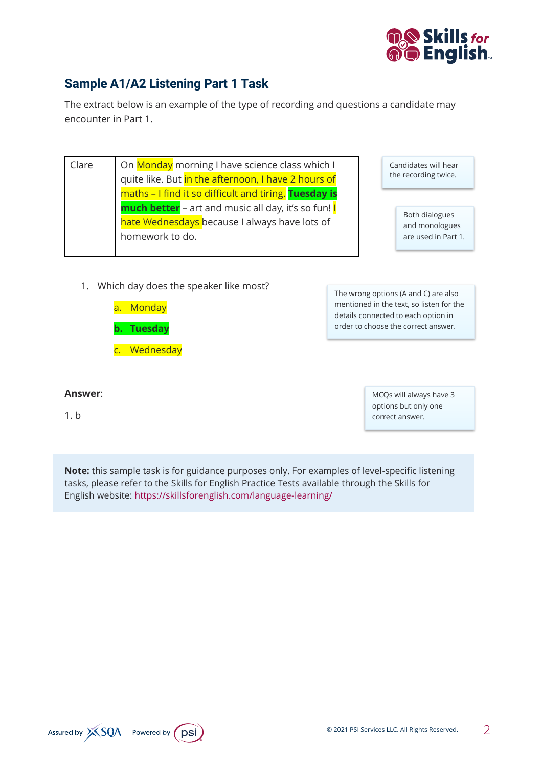## Sample A1/A2 Listening Part 1 Task

The extract below is an example of the type of recording and questions a candidate may encounter in Part 1.

| | |
|---|---|
| Clare | On Monday morning I have science class which I quite like. But in the afternoon, I have 2 hours of maths – I find it so difficult and tiring. **Tuesday is much better** – art and music all day, it's so fun! I hate Wednesdays because I always have lots of homework to do. |

Candidates will hear the recording twice.

Both dialogues and monologues are used in Part 1.

1. Which day does the speaker like most?

   a. Monday

   **b. Tuesday**

   c. Wednesday

The wrong options (A and C) are also mentioned in the text, so listen for the details connected to each option in order to choose the correct answer.

**Answer**:

1. b

MCQs will always have 3 options but only one correct answer.

**Note:** this sample task is for guidance purposes only. For examples of level-specific listening tasks, please refer to the Skills for English Practice Tests available through the Skills for English website: https://skillsforenglish.com/language-learning/